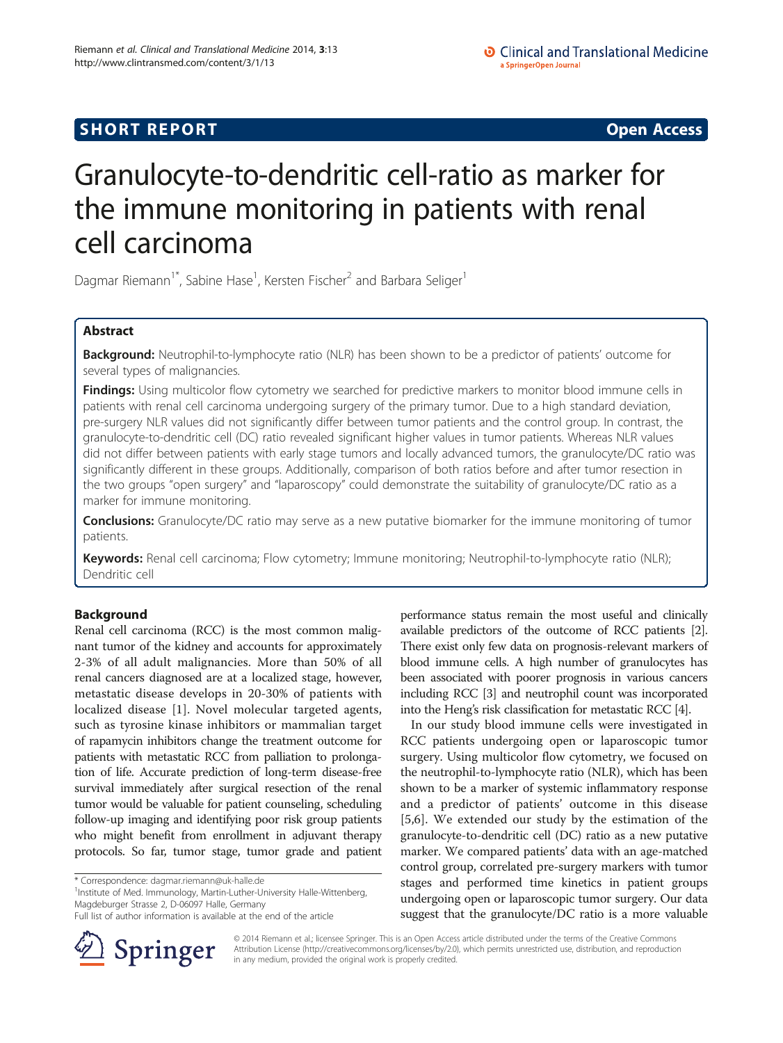SHORT REPORT

Open Access

# Granulocyte-to-dendritic cell-ratio as marker for the immune monitoring in patients with renal cell carcinoma

Dagmar Riemann[1*], Sabine Hase[1], Kersten Fischer[2] and Barbara Seliger[1]

## Abstract

**Background:** Neutrophil-to-lymphocyte ratio (NLR) has been shown to be a predictor of patients' outcome for several types of malignancies.

**Findings:** Using multicolor flow cytometry we searched for predictive markers to monitor blood immune cells in patients with renal cell carcinoma undergoing surgery of the primary tumor. Due to a high standard deviation, pre-surgery NLR values did not significantly differ between tumor patients and the control group. In contrast, the granulocyte-to-dendritic cell (DC) ratio revealed significant higher values in tumor patients. Whereas NLR values did not differ between patients with early stage tumors and locally advanced tumors, the granulocyte/DC ratio was significantly different in these groups. Additionally, comparison of both ratios before and after tumor resection in the two groups "open surgery" and "laparoscopy" could demonstrate the suitability of granulocyte/DC ratio as a marker for immune monitoring.

**Conclusions:** Granulocyte/DC ratio may serve as a new putative biomarker for the immune monitoring of tumor patients.

**Keywords:** Renal cell carcinoma; Flow cytometry; Immune monitoring; Neutrophil-to-lymphocyte ratio (NLR); Dendritic cell

## Background

Renal cell carcinoma (RCC) is the most common malignant tumor of the kidney and accounts for approximately 2-3% of all adult malignancies. More than 50% of all renal cancers diagnosed are at a localized stage, however, metastatic disease develops in 20-30% of patients with localized disease [1]. Novel molecular targeted agents, such as tyrosine kinase inhibitors or mammalian target of rapamycin inhibitors change the treatment outcome for patients with metastatic RCC from palliation to prolongation of life. Accurate prediction of long-term disease-free survival immediately after surgical resection of the renal tumor would be valuable for patient counseling, scheduling follow-up imaging and identifying poor risk group patients who might benefit from enrollment in adjuvant therapy protocols. So far, tumor stage, tumor grade and patient performance status remain the most useful and clinically available predictors of the outcome of RCC patients [2]. There exist only few data on prognosis-relevant markers of blood immune cells. A high number of granulocytes has been associated with poorer prognosis in various cancers including RCC [3] and neutrophil count was incorporated into the Heng's risk classification for metastatic RCC [4].

In our study blood immune cells were investigated in RCC patients undergoing open or laparoscopic tumor surgery. Using multicolor flow cytometry, we focused on the neutrophil-to-lymphocyte ratio (NLR), which has been shown to be a marker of systemic inflammatory response and a predictor of patients' outcome in this disease [5,6]. We extended our study by the estimation of the granulocyte-to-dendritic cell (DC) ratio as a new putative marker. We compared patients' data with an age-matched control group, correlated pre-surgery markers with tumor stages and performed time kinetics in patient groups undergoing open or laparoscopic tumor surgery. Our data suggest that the granulocyte/DC ratio is a more valuable

\* Correspondence: dagmar.riemann@uk-halle.de
[1]Institute of Med. Immunology, Martin-Luther-University Halle-Wittenberg, Magdeburger Strasse 2, D-06097 Halle, Germany
Full list of author information is available at the end of the article

© 2014 Riemann et al.; licensee Springer. This is an Open Access article distributed under the terms of the Creative Commons Attribution License (http://creativecommons.org/licenses/by/2.0), which permits unrestricted use, distribution, and reproduction in any medium, provided the original work is properly credited.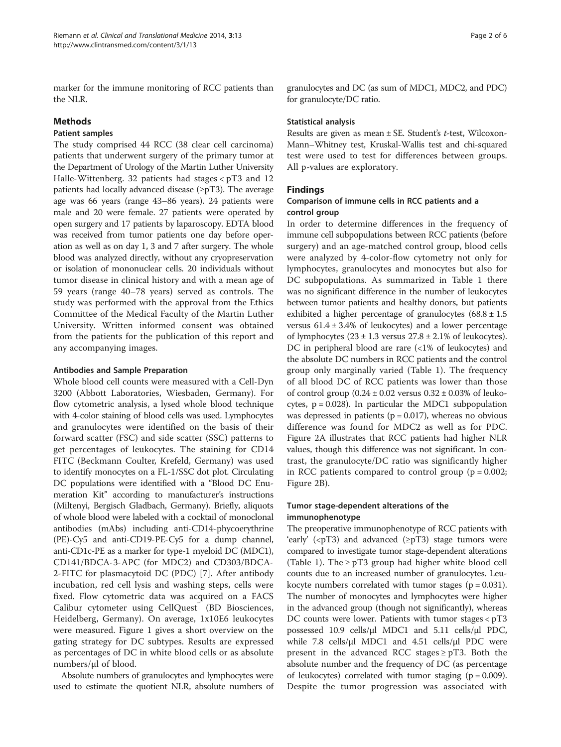marker for the immune monitoring of RCC patients than the NLR.

## Methods

### Patient samples

The study comprised 44 RCC (38 clear cell carcinoma) patients that underwent surgery of the primary tumor at the Department of Urology of the Martin Luther University Halle-Wittenberg. 32 patients had stages < pT3 and 12 patients had locally advanced disease (≥pT3). The average age was 66 years (range 43–86 years). 24 patients were male and 20 were female. 27 patients were operated by open surgery and 17 patients by laparoscopy. EDTA blood was received from tumor patients one day before operation as well as on day 1, 3 and 7 after surgery. The whole blood was analyzed directly, without any cryopreservation or isolation of mononuclear cells. 20 individuals without tumor disease in clinical history and with a mean age of 59 years (range 40–78 years) served as controls. The study was performed with the approval from the Ethics Committee of the Medical Faculty of the Martin Luther University. Written informed consent was obtained from the patients for the publication of this report and any accompanying images.

### Antibodies and Sample Preparation

Whole blood cell counts were measured with a Cell-Dyn 3200 (Abbott Laboratories, Wiesbaden, Germany). For flow cytometric analysis, a lysed whole blood technique with 4-color staining of blood cells was used. Lymphocytes and granulocytes were identified on the basis of their forward scatter (FSC) and side scatter (SSC) patterns to get percentages of leukocytes. The staining for CD14 FITC (Beckmann Coulter, Krefeld, Germany) was used to identify monocytes on a FL-1/SSC dot plot. Circulating DC populations were identified with a "Blood DC Enumeration Kit" according to manufacturer's instructions (Miltenyi, Bergisch Gladbach, Germany). Briefly, aliquots of whole blood were labeled with a cocktail of monoclonal antibodies (mAbs) including anti-CD14-phycoerythrine (PE)-Cy5 and anti-CD19-PE-Cy5 for a dump channel, anti-CD1c-PE as a marker for type-1 myeloid DC (MDC1), CD141/BDCA-3-APC (for MDC2) and CD303/BDCA-2-FITC for plasmacytoid DC (PDC) [7]. After antibody incubation, red cell lysis and washing steps, cells were fixed. Flow cytometric data was acquired on a FACS Calibur cytometer using CellQuest™ (BD Biosciences, Heidelberg, Germany). On average, 1x10E6 leukocytes were measured. Figure 1 gives a short overview on the gating strategy for DC subtypes. Results are expressed as percentages of DC in white blood cells or as absolute numbers/µl of blood.

Absolute numbers of granulocytes and lymphocytes were used to estimate the quotient NLR, absolute numbers of granulocytes and DC (as sum of MDC1, MDC2, and PDC) for granulocyte/DC ratio.

### Statistical analysis

Results are given as mean ± SE. Student's *t*-test, Wilcoxon-Mann–Whitney test, Kruskal-Wallis test and chi-squared test were used to test for differences between groups. All p-values are exploratory.

## Findings

### Comparison of immune cells in RCC patients and a control group

In order to determine differences in the frequency of immune cell subpopulations between RCC patients (before surgery) and an age-matched control group, blood cells were analyzed by 4-color-flow cytometry not only for lymphocytes, granulocytes and monocytes but also for DC subpopulations. As summarized in Table 1 there was no significant difference in the number of leukocytes between tumor patients and healthy donors, but patients exhibited a higher percentage of granulocytes (68.8 ± 1.5 versus 61.4 ± 3.4% of leukocytes) and a lower percentage of lymphocytes (23 ± 1.3 versus 27.8 ± 2.1% of leukocytes). DC in peripheral blood are rare (<1% of leukocytes) and the absolute DC numbers in RCC patients and the control group only marginally varied (Table 1). The frequency of all blood DC of RCC patients was lower than those of control group (0.24 ± 0.02 versus 0.32 ± 0.03% of leukocytes, $p = 0.028$). In particular the MDC1 subpopulation was depressed in patients ($p = 0.017$), whereas no obvious difference was found for MDC2 as well as for PDC. Figure 2A illustrates that RCC patients had higher NLR values, though this difference was not significant. In contrast, the granulocyte/DC ratio was significantly higher in RCC patients compared to control group ($p = 0.002$; Figure 2B).

### Tumor stage-dependent alterations of the immunophenotype

The preoperative immunophenotype of RCC patients with 'early' (<pT3) and advanced (≥pT3) stage tumors were compared to investigate tumor stage-dependent alterations (Table 1). The ≥ pT3 group had higher white blood cell counts due to an increased number of granulocytes. Leukocyte numbers correlated with tumor stages ($p = 0.031$). The number of monocytes and lymphocytes were higher in the advanced group (though not significantly), whereas DC counts were lower. Patients with tumor stages < pT3 possessed 10.9 cells/µl MDC1 and 5.11 cells/µl PDC, while 7.8 cells/µl MDC1 and 4.51 cells/µl PDC were present in the advanced RCC stages ≥ pT3. Both the absolute number and the frequency of DC (as percentage of leukocytes) correlated with tumor staging ($p = 0.009$). Despite the tumor progression was associated with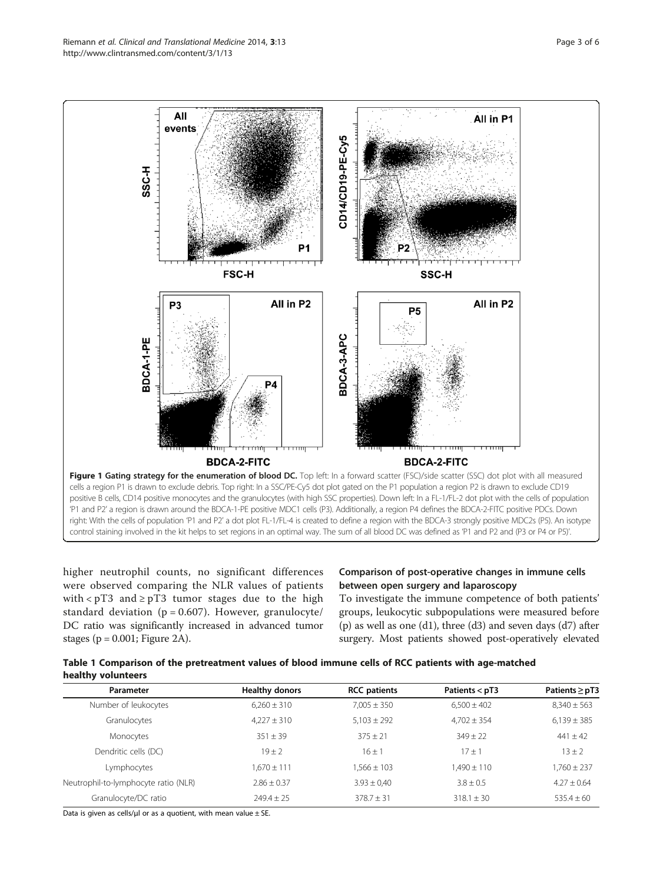**Figure 1 Gating strategy for the enumeration of blood DC.** Top left: In a forward scatter (FSC)/side scatter (SSC) dot plot with all measured cells a region P1 is drawn to exclude debris. Top right: In a SSC/PE-Cy5 dot plot gated on the P1 population a region P2 is drawn to exclude CD19 positive B cells, CD14 positive monocytes and the granulocytes (with high SSC properties). Down left: In a FL-1/FL-2 dot plot with the cells of population 'P1 and P2' a region is drawn around the BDCA-1-PE positive MDC1 cells (P3). Additionally, a region P4 defines the BDCA-2-FITC positive PDCs. Down right: With the cells of population 'P1 and P2' a dot plot FL-1/FL-4 is created to define a region with the BDCA-3 strongly positive MDC2s (P5). An isotype control staining involved in the kit helps to set regions in an optimal way. The sum of all blood DC was defined as 'P1 and P2 and (P3 or P4 or P5)'.

higher neutrophil counts, no significant differences were observed comparing the NLR values of patients with < pT3 and ≥ pT3 tumor stages due to the high standard deviation ($p = 0.607$). However, granulocyte/DC ratio was significantly increased in advanced tumor stages ($p = 0.001$; Figure 2A).

### Comparison of post-operative changes in immune cells between open surgery and laparoscopy

To investigate the immune competence of both patients' groups, leukocytic subpopulations were measured before (p) as well as one (d1), three (d3) and seven days (d7) after surgery. Most patients showed post-operatively elevated

**Table 1 Comparison of the pretreatment values of blood immune cells of RCC patients with age-matched healthy volunteers**

| Parameter | Healthy donors | RCC patients | Patients < pT3 | Patients ≥ pT3 |
|---|---|---|---|---|
| Number of leukocytes | 6,260 ± 310 | 7,005 ± 350 | 6,500 ± 402 | 8,340 ± 563 |
| Granulocytes | 4,227 ± 310 | 5,103 ± 292 | 4,702 ± 354 | 6,139 ± 385 |
| Monocytes | 351 ± 39 | 375 ± 21 | 349 ± 22 | 441 ± 42 |
| Dendritic cells (DC) | 19 ± 2 | 16 ± 1 | 17 ± 1 | 13 ± 2 |
| Lymphocytes | 1,670 ± 111 | 1,566 ± 103 | 1,490 ± 110 | 1,760 ± 237 |
| Neutrophil-to-lymphocyte ratio (NLR) | 2.86 ± 0.37 | 3.93 ± 0,40 | 3.8 ± 0.5 | 4.27 ± 0.64 |
| Granulocyte/DC ratio | 249.4 ± 25 | 378.7 ± 31 | 318.1 ± 30 | 535.4 ± 60 |

Data is given as cells/µl or as a quotient, with mean value ± SE.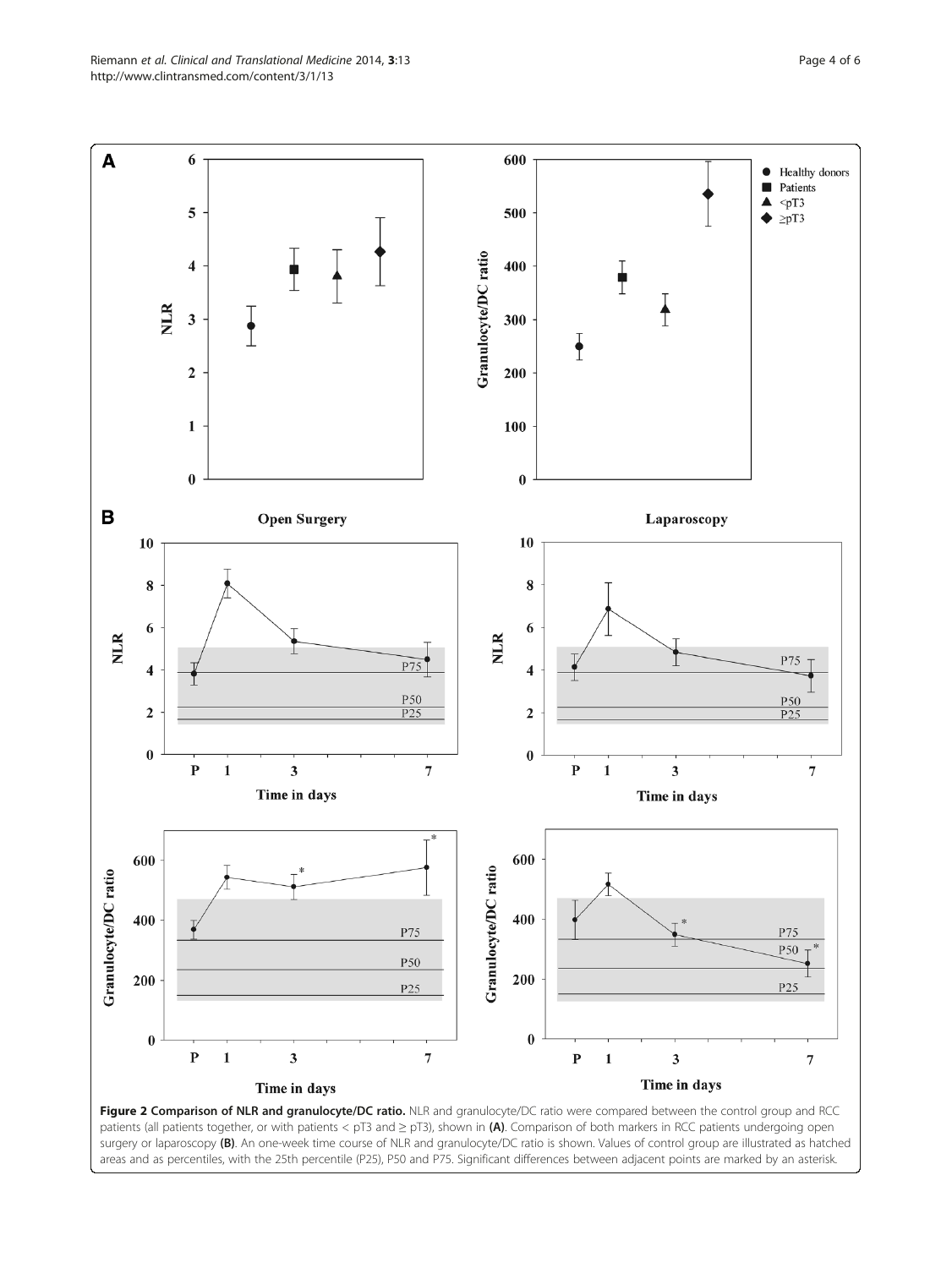**Figure 2 Comparison of NLR and granulocyte/DC ratio.** NLR and granulocyte/DC ratio were compared between the control group and RCC patients (all patients together, or with patients < pT3 and ≥ pT3), shown in **(A)**. Comparison of both markers in RCC patients undergoing open surgery or laparoscopy **(B)**. An one-week time course of NLR and granulocyte/DC ratio is shown. Values of control group are illustrated as hatched areas and as percentiles, with the 25th percentile (P25), P50 and P75. Significant differences between adjacent points are marked by an asterisk.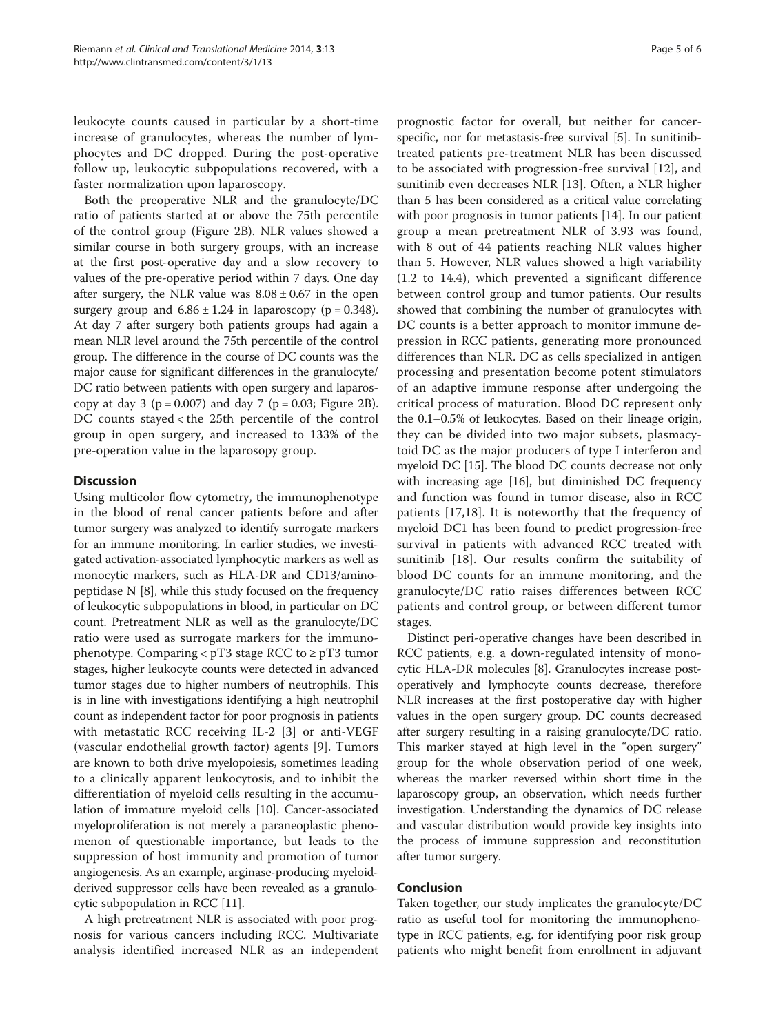leukocyte counts caused in particular by a short-time increase of granulocytes, whereas the number of lymphocytes and DC dropped. During the post-operative follow up, leukocytic subpopulations recovered, with a faster normalization upon laparoscopy.

Both the preoperative NLR and the granulocyte/DC ratio of patients started at or above the 75th percentile of the control group (Figure 2B). NLR values showed a similar course in both surgery groups, with an increase at the first post-operative day and a slow recovery to values of the pre-operative period within 7 days. One day after surgery, the NLR value was $8.08 \pm 0.67$ in the open surgery group and $6.86 \pm 1.24$ in laparoscopy ($p = 0.348$). At day 7 after surgery both patients groups had again a mean NLR level around the 75th percentile of the control group. The difference in the course of DC counts was the major cause for significant differences in the granulocyte/DC ratio between patients with open surgery and laparoscopy at day 3 ($p = 0.007$) and day 7 ($p = 0.03$; Figure 2B). DC counts stayed < the 25th percentile of the control group in open surgery, and increased to 133% of the pre-operation value in the laparosopy group.

## Discussion

Using multicolor flow cytometry, the immunophenotype in the blood of renal cancer patients before and after tumor surgery was analyzed to identify surrogate markers for an immune monitoring. In earlier studies, we investigated activation-associated lymphocytic markers as well as monocytic markers, such as HLA-DR and CD13/aminopeptidase N [8], while this study focused on the frequency of leukocytic subpopulations in blood, in particular on DC count. Pretreatment NLR as well as the granulocyte/DC ratio were used as surrogate markers for the immunophenotype. Comparing < pT3 stage RCC to ≥ pT3 tumor stages, higher leukocyte counts were detected in advanced tumor stages due to higher numbers of neutrophils. This is in line with investigations identifying a high neutrophil count as independent factor for poor prognosis in patients with metastatic RCC receiving IL-2 [3] or anti-VEGF (vascular endothelial growth factor) agents [9]. Tumors are known to both drive myelopoiesis, sometimes leading to a clinically apparent leukocytosis, and to inhibit the differentiation of myeloid cells resulting in the accumulation of immature myeloid cells [10]. Cancer-associated myeloproliferation is not merely a paraneoplastic phenomenon of questionable importance, but leads to the suppression of host immunity and promotion of tumor angiogenesis. As an example, arginase-producing myeloid-derived suppressor cells have been revealed as a granulocytic subpopulation in RCC [11].

A high pretreatment NLR is associated with poor prognosis for various cancers including RCC. Multivariate analysis identified increased NLR as an independent prognostic factor for overall, but neither for cancer-specific, nor for metastasis-free survival [5]. In sunitinib-treated patients pre-treatment NLR has been discussed to be associated with progression-free survival [12], and sunitinib even decreases NLR [13]. Often, a NLR higher than 5 has been considered as a critical value correlating with poor prognosis in tumor patients [14]. In our patient group a mean pretreatment NLR of 3.93 was found, with 8 out of 44 patients reaching NLR values higher than 5. However, NLR values showed a high variability (1.2 to 14.4), which prevented a significant difference between control group and tumor patients. Our results showed that combining the number of granulocytes with DC counts is a better approach to monitor immune depression in RCC patients, generating more pronounced differences than NLR. DC as cells specialized in antigen processing and presentation become potent stimulators of an adaptive immune response after undergoing the critical process of maturation. Blood DC represent only the 0.1–0.5% of leukocytes. Based on their lineage origin, they can be divided into two major subsets, plasmacytoid DC as the major producers of type I interferon and myeloid DC [15]. The blood DC counts decrease not only with increasing age [16], but diminished DC frequency and function was found in tumor disease, also in RCC patients [17,18]. It is noteworthy that the frequency of myeloid DC1 has been found to predict progression-free survival in patients with advanced RCC treated with sunitinib [18]. Our results confirm the suitability of blood DC counts for an immune monitoring, and the granulocyte/DC ratio raises differences between RCC patients and control group, or between different tumor stages.

Distinct peri-operative changes have been described in RCC patients, e.g. a down-regulated intensity of monocytic HLA-DR molecules [8]. Granulocytes increase postoperatively and lymphocyte counts decrease, therefore NLR increases at the first postoperative day with higher values in the open surgery group. DC counts decreased after surgery resulting in a raising granulocyte/DC ratio. This marker stayed at high level in the "open surgery" group for the whole observation period of one week, whereas the marker reversed within short time in the laparoscopy group, an observation, which needs further investigation. Understanding the dynamics of DC release and vascular distribution would provide key insights into the process of immune suppression and reconstitution after tumor surgery.

## Conclusion

Taken together, our study implicates the granulocyte/DC ratio as useful tool for monitoring the immunophenotype in RCC patients, e.g. for identifying poor risk group patients who might benefit from enrollment in adjuvant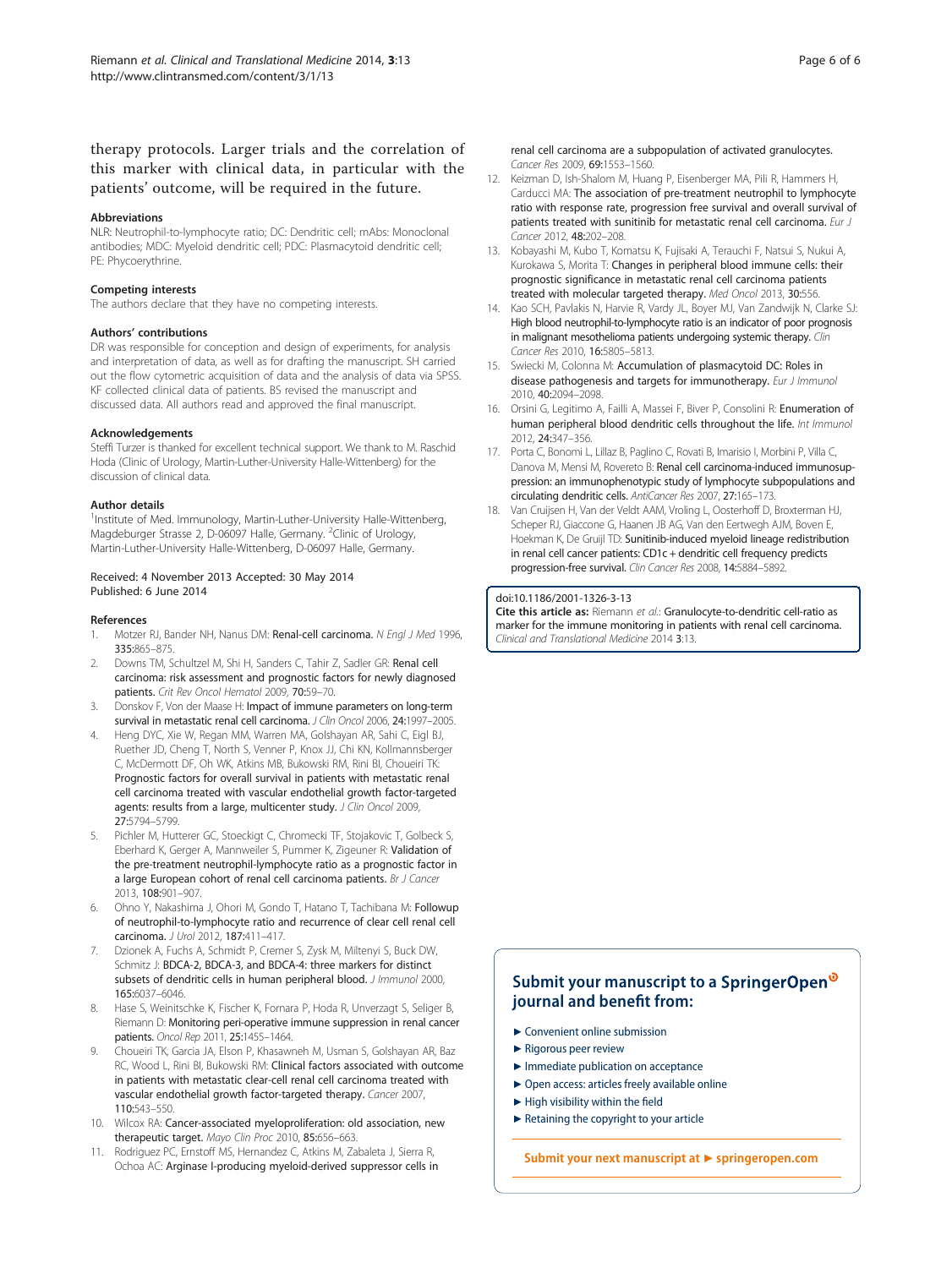therapy protocols. Larger trials and the correlation of this marker with clinical data, in particular with the patients' outcome, will be required in the future.

### Abbreviations

NLR: Neutrophil-to-lymphocyte ratio; DC: Dendritic cell; mAbs: Monoclonal antibodies; MDC: Myeloid dendritic cell; PDC: Plasmacytoid dendritic cell; PE: Phycoerythrine.

### Competing interests

The authors declare that they have no competing interests.

### Authors' contributions

DR was responsible for conception and design of experiments, for analysis and interpretation of data, as well as for drafting the manuscript. SH carried out the flow cytometric acquisition of data and the analysis of data via SPSS. KF collected clinical data of patients. BS revised the manuscript and discussed data. All authors read and approved the final manuscript.

### Acknowledgements

Steffi Turzer is thanked for excellent technical support. We thank to M. Raschid Hoda (Clinic of Urology, Martin-Luther-University Halle-Wittenberg) for the discussion of clinical data.

### Author details

[1]Institute of Med. Immunology, Martin-Luther-University Halle-Wittenberg, Magdeburger Strasse 2, D-06097 Halle, Germany. [2]Clinic of Urology, Martin-Luther-University Halle-Wittenberg, D-06097 Halle, Germany.

Received: 4 November 2013 Accepted: 30 May 2014
Published: 6 June 2014

### References

1. Motzer RJ, Bander NH, Nanus DM: **Renal-cell carcinoma.** *N Engl J Med* 1996, **335:**865–875.
2. Downs TM, Schultzel M, Shi H, Sanders C, Tahir Z, Sadler GR: **Renal cell carcinoma: risk assessment and prognostic factors for newly diagnosed patients.** *Crit Rev Oncol Hematol* 2009, **70:**59–70.
3. Donskov F, Von der Maase H: **Impact of immune parameters on long-term survival in metastatic renal cell carcinoma.** *J Clin Oncol* 2006, **24:**1997–2005.
4. Heng DYC, Xie W, Regan MM, Warren MA, Golshayan AR, Sahi C, Eigl BJ, Ruether JD, Cheng T, North S, Venner P, Knox JJ, Chi KN, Kollmannsberger C, McDermott DF, Oh WK, Atkins MB, Bukowski RM, Rini BI, Choueiri TK: **Prognostic factors for overall survival in patients with metastatic renal cell carcinoma treated with vascular endothelial growth factor-targeted agents: results from a large, multicenter study.** *J Clin Oncol* 2009, **27:**5794–5799.
5. Pichler M, Hutterer GC, Stoeckigt C, Chromecki TF, Stojakovic T, Golbeck S, Eberhard K, Gerger A, Mannweiler S, Pummer K, Zigeuner R: **Validation of the pre-treatment neutrophil-lymphocyte ratio as a prognostic factor in a large European cohort of renal cell carcinoma patients.** *Br J Cancer* 2013, **108:**901–907.
6. Ohno Y, Nakashima J, Ohori M, Gondo T, Hatano T, Tachibana M: **Followup of neutrophil-to-lymphocyte ratio and recurrence of clear cell renal cell carcinoma.** *J Urol* 2012, **187:**411–417.
7. Dzionek A, Fuchs A, Schmidt P, Cremer S, Zysk M, Miltenyi S, Buck DW, Schmitz J: **BDCA-2, BDCA-3, and BDCA-4: three markers for distinct subsets of dendritic cells in human peripheral blood.** *J Immunol* 2000, **165:**6037–6046.
8. Hase S, Weinitschke K, Fischer K, Fornara P, Hoda R, Unverzagt S, Seliger B, Riemann D: **Monitoring peri-operative immune suppression in renal cancer patients.** *Oncol Rep* 2011, **25:**1455–1464.
9. Choueiri TK, Garcia JA, Elson P, Khasawneh M, Usman S, Golshayan AR, Baz RC, Wood L, Rini BI, Bukowski RM: **Clinical factors associated with outcome in patients with metastatic clear-cell renal cell carcinoma treated with vascular endothelial growth factor-targeted therapy.** *Cancer* 2007, **110:**543–550.
10. Wilcox RA: **Cancer-associated myeloproliferation: old association, new therapeutic target.** *Mayo Clin Proc* 2010, **85:**656–663.
11. Rodriguez PC, Ernstoff MS, Hernandez C, Atkins M, Zabaleta J, Sierra R, Ochoa AC: **Arginase I-producing myeloid-derived suppressor cells in renal cell carcinoma are a subpopulation of activated granulocytes.** *Cancer Res* 2009, **69:**1553–1560.
12. Keizman D, Ish-Shalom M, Huang P, Eisenberger MA, Pili R, Hammers H, Carducci MA: **The association of pre-treatment neutrophil to lymphocyte ratio with response rate, progression free survival and overall survival of patients treated with sunitinib for metastatic renal cell carcinoma.** *Eur J Cancer* 2012, **48:**202–208.
13. Kobayashi M, Kubo T, Komatsu K, Fujisaki A, Terauchi F, Natsui S, Nukui A, Kurokawa S, Morita T: **Changes in peripheral blood immune cells: their prognostic significance in metastatic renal cell carcinoma patients treated with molecular targeted therapy.** *Med Oncol* 2013, **30:**556.
14. Kao SCH, Pavlakis N, Harvie R, Vardy JL, Boyer MJ, Van Zandwijk N, Clarke SJ: **High blood neutrophil-to-lymphocyte ratio is an indicator of poor prognosis in malignant mesothelioma patients undergoing systemic therapy.** *Clin Cancer Res* 2010, **16:**5805–5813.
15. Swiecki M, Colonna M: **Accumulation of plasmacytoid DC: Roles in disease pathogenesis and targets for immunotherapy.** *Eur J Immunol* 2010, **40:**2094–2098.
16. Orsini G, Legitimo A, Failli A, Massei F, Biver P, Consolini R: **Enumeration of human peripheral blood dendritic cells throughout the life.** *Int Immunol* 2012, **24:**347–356.
17. Porta C, Bonomi L, Lillaz B, Paglino C, Rovati B, Imarisio I, Morbini P, Villa C, Danova M, Mensi M, Rovereto B: **Renal cell carcinoma-induced immunosuppression: an immunophenotypic study of lymphocyte subpopulations and circulating dendritic cells.** *AntiCancer Res* 2007, **27:**165–173.
18. Van Cruijsen H, Van der Veldt AAM, Vroling L, Oosterhoff D, Broxterman HJ, Scheper RJ, Giaccone G, Haanen JB AG, Van den Eertwegh AJM, Boven E, Hoekman K, De Gruijl TD: **Sunitinib-induced myeloid lineage redistribution in renal cell cancer patients: CD1c + dendritic cell frequency predicts progression-free survival.** *Clin Cancer Res* 2008, **14:**5884–5892.

doi:10.1186/2001-1326-3-13
**Cite this article as:** Riemann *et al.*: Granulocyte-to-dendritic cell-ratio as marker for the immune monitoring in patients with renal cell carcinoma. *Clinical and Translational Medicine* 2014 **3**:13.

**Submit your manuscript to a SpringerOpen journal and benefit from:**

- ► Convenient online submission
- ► Rigorous peer review
- ► Immediate publication on acceptance
- ► Open access: articles freely available online
- ► High visibility within the field
- ► Retaining the copyright to your article

**Submit your next manuscript at ► springeropen.com**